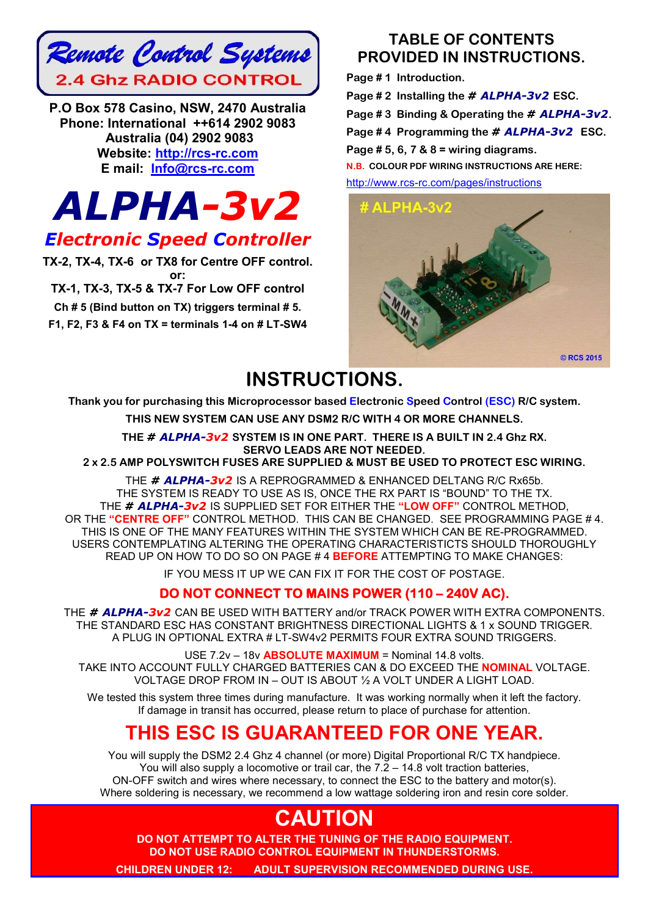# Remote Control Systems

## 2.4 Ghz RADIO CONTROL

**P.O Box 578 Casino, NSW, 2470 Australia**
**Phone: International ++614 2902 9083**
**Australia (04) 2902 9083**
**Website: http://rcs-rc.com**
**E mail: Info@rcs-rc.com**

# ALPHA-3v2

## Electronic Speed Controller

**TX-2, TX-4, TX-6 or TX8 for Centre OFF control.**
**or:**
**TX-1, TX-3, TX-5 & TX-7 For Low OFF control**
**Ch # 5 (Bind button on TX) triggers terminal # 5.**
**F1, F2, F3 & F4 on TX = terminals 1-4 on # LT-SW4**

## TABLE OF CONTENTS PROVIDED IN INSTRUCTIONS.

**Page # 1 Introduction.**
**Page # 2 Installing the # ALPHA-3v2 ESC.**
**Page # 3 Binding & Operating the # ALPHA-3v2.**
**Page # 4 Programming the # ALPHA-3v2 ESC.**
**Page # 5, 6, 7 & 8 = wiring diagrams.**
**N.B. COLOUR PDF WIRING INSTRUCTIONS ARE HERE:**
http://www.rcs-rc.com/pages/instructions

# ALPHA-3v2

© RCS 2015

# INSTRUCTIONS.

**Thank you for purchasing this Microprocessor based Electronic Speed Control (ESC) R/C system.**

**THIS NEW SYSTEM CAN USE ANY DSM2 R/C WITH 4 OR MORE CHANNELS.**

**THE # ALPHA-3v2 SYSTEM IS IN ONE PART. THERE IS A BUILT IN 2.4 Ghz RX.**
**SERVO LEADS ARE NOT NEEDED.**
**2 x 2.5 AMP POLYSWITCH FUSES ARE SUPPLIED & MUST BE USED TO PROTECT ESC WIRING.**

THE ***# ALPHA-3v2*** IS A REPROGRAMMED & ENHANCED DELTANG R/C Rx65b.
THE SYSTEM IS READY TO USE AS IS, ONCE THE RX PART IS "BOUND" TO THE TX.
THE ***# ALPHA-3v2*** IS SUPPLIED SET FOR EITHER THE **"LOW OFF"** CONTROL METHOD,
OR THE **"CENTRE OFF"** CONTROL METHOD. THIS CAN BE CHANGED. SEE PROGRAMMING PAGE # 4.
THIS IS ONE OF THE MANY FEATURES WITHIN THE SYSTEM WHICH CAN BE RE-PROGRAMMED.
USERS CONTEMPLATING ALTERING THE OPERATING CHARACTERISTICS SHOULD THOROUGHLY
READ UP ON HOW TO DO SO ON PAGE # 4 **BEFORE** ATTEMPTING TO MAKE CHANGES:

IF YOU MESS IT UP WE CAN FIX IT FOR THE COST OF POSTAGE.

**DO NOT CONNECT TO MAINS POWER (110 – 240V AC).**

THE ***# ALPHA-3v2*** CAN BE USED WITH BATTERY and/or TRACK POWER WITH EXTRA COMPONENTS.
THE STANDARD ESC HAS CONSTANT BRIGHTNESS DIRECTIONAL LIGHTS & 1 x SOUND TRIGGER.
A PLUG IN OPTIONAL EXTRA # LT-SW4v2 PERMITS FOUR EXTRA SOUND TRIGGERS.

USE 7.2v – 18v **ABSOLUTE MAXIMUM** = Nominal 14.8 volts.
TAKE INTO ACCOUNT FULLY CHARGED BATTERIES CAN & DO EXCEED THE **NOMINAL** VOLTAGE.
VOLTAGE DROP FROM IN – OUT IS ABOUT ½ A VOLT UNDER A LIGHT LOAD.

We tested this system three times during manufacture. It was working normally when it left the factory.
If damage in transit has occurred, please return to place of purchase for attention.

# THIS ESC IS GUARANTEED FOR ONE YEAR.

You will supply the DSM2 2.4 Ghz 4 channel (or more) Digital Proportional R/C TX handpiece.
You will also supply a locomotive or trail car, the 7.2 – 14.8 volt traction batteries,
ON-OFF switch and wires where necessary, to connect the ESC to the battery and motor(s).
Where soldering is necessary, we recommend a low wattage soldering iron and resin core solder.

# CAUTION

**DO NOT ATTEMPT TO ALTER THE TUNING OF THE RADIO EQUIPMENT.**
**DO NOT USE RADIO CONTROL EQUIPMENT IN THUNDERSTORMS.**
**CHILDREN UNDER 12: ADULT SUPERVISION RECOMMENDED DURING USE.**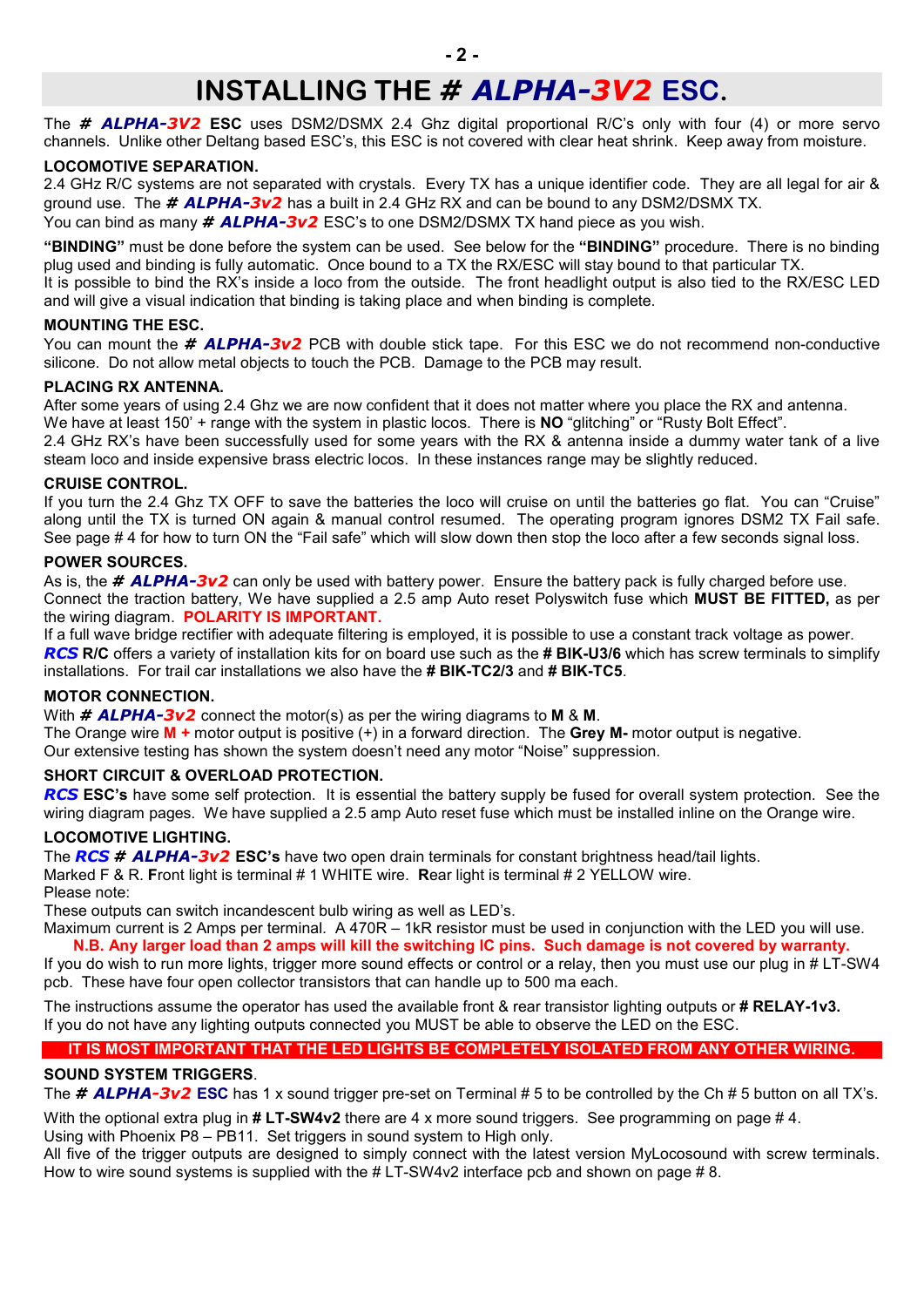# INSTALLING THE # *ALPHA-3V2* ESC.

The **# *ALPHA-3V2* ESC** uses DSM2/DSMX 2.4 Ghz digital proportional R/C's only with four (4) or more servo channels. Unlike other Deltang based ESC's, this ESC is not covered with clear heat shrink. Keep away from moisture.

**LOCOMOTIVE SEPARATION.**
2.4 GHz R/C systems are not separated with crystals. Every TX has a unique identifier code. They are all legal for air & ground use. The **# *ALPHA-3v2*** has a built in 2.4 GHz RX and can be bound to any DSM2/DSMX TX.
You can bind as many **# *ALPHA-3v2*** ESC's to one DSM2/DSMX TX hand piece as you wish.

**"BINDING"** must be done before the system can be used. See below for the **"BINDING"** procedure. There is no binding plug used and binding is fully automatic. Once bound to a TX the RX/ESC will stay bound to that particular TX.
It is possible to bind the RX's inside a loco from the outside. The front headlight output is also tied to the RX/ESC LED and will give a visual indication that binding is taking place and when binding is complete.

**MOUNTING THE ESC.**
You can mount the **# *ALPHA-3v2*** PCB with double stick tape. For this ESC we do not recommend non-conductive silicone. Do not allow metal objects to touch the PCB. Damage to the PCB may result.

**PLACING RX ANTENNA.**
After some years of using 2.4 Ghz we are now confident that it does not matter where you place the RX and antenna.
We have at least 150' + range with the system in plastic locos. There is **NO** "glitching" or "Rusty Bolt Effect".
2.4 GHz RX's have been successfully used for some years with the RX & antenna inside a dummy water tank of a live steam loco and inside expensive brass electric locos. In these instances range may be slightly reduced.

**CRUISE CONTROL.**
If you turn the 2.4 Ghz TX OFF to save the batteries the loco will cruise on until the batteries go flat. You can "Cruise" along until the TX is turned ON again & manual control resumed. The operating program ignores DSM2 TX Fail safe. See page # 4 for how to turn ON the "Fail safe" which will slow down then stop the loco after a few seconds signal loss.

**POWER SOURCES.**
As is, the **# *ALPHA-3v2*** can only be used with battery power. Ensure the battery pack is fully charged before use.
Connect the traction battery, We have supplied a 2.5 amp Auto reset Polyswitch fuse which **MUST BE FITTED,** as per the wiring diagram. **POLARITY IS IMPORTANT.**
If a full wave bridge rectifier with adequate filtering is employed, it is possible to use a constant track voltage as power.
***RCS* R/C** offers a variety of installation kits for on board use such as the **# BIK-U3/6** which has screw terminals to simplify installations. For trail car installations we also have the **# BIK-TC2/3** and **# BIK-TC5**.

**MOTOR CONNECTION.**
With **# *ALPHA-3v2*** connect the motor(s) as per the wiring diagrams to **M** & **M**.
The Orange wire **M +** motor output is positive (+) in a forward direction. The **Grey M-** motor output is negative.
Our extensive testing has shown the system doesn't need any motor "Noise" suppression.

**SHORT CIRCUIT & OVERLOAD PROTECTION.**
***RCS* ESC's** have some self protection. It is essential the battery supply be fused for overall system protection. See the wiring diagram pages. We have supplied a 2.5 amp Auto reset fuse which must be installed inline on the Orange wire.

**LOCOMOTIVE LIGHTING.**
The ***RCS* # *ALPHA-3v2* ESC's** have two open drain terminals for constant brightness head/tail lights.
Marked F & R. **F**ront light is terminal # 1 WHITE wire. **R**ear light is terminal # 2 YELLOW wire.
Please note:
These outputs can switch incandescent bulb wiring as well as LED's.
Maximum current is 2 Amps per terminal. A 470R – 1kR resistor must be used in conjunction with the LED you will use.
**N.B. Any larger load than 2 amps will kill the switching IC pins. Such damage is not covered by warranty.**
If you do wish to run more lights, trigger more sound effects or control or a relay, then you must use our plug in # LT-SW4 pcb. These have four open collector transistors that can handle up to 500 ma each.

The instructions assume the operator has used the available front & rear transistor lighting outputs or **# RELAY-1v3.**
If you do not have any lighting outputs connected you MUST be able to observe the LED on the ESC.

**IT IS MOST IMPORTANT THAT THE LED LIGHTS BE COMPLETELY ISOLATED FROM ANY OTHER WIRING.**

**SOUND SYSTEM TRIGGERS.**
The **# *ALPHA-3v2* ESC** has 1 x sound trigger pre-set on Terminal # 5 to be controlled by the Ch # 5 button on all TX's.

With the optional extra plug in **# LT-SW4v2** there are 4 x more sound triggers. See programming on page # 4.
Using with Phoenix P8 – PB11. Set triggers in sound system to High only.
All five of the trigger outputs are designed to simply connect with the latest version MyLocosound with screw terminals.
How to wire sound systems is supplied with the # LT-SW4v2 interface pcb and shown on page # 8.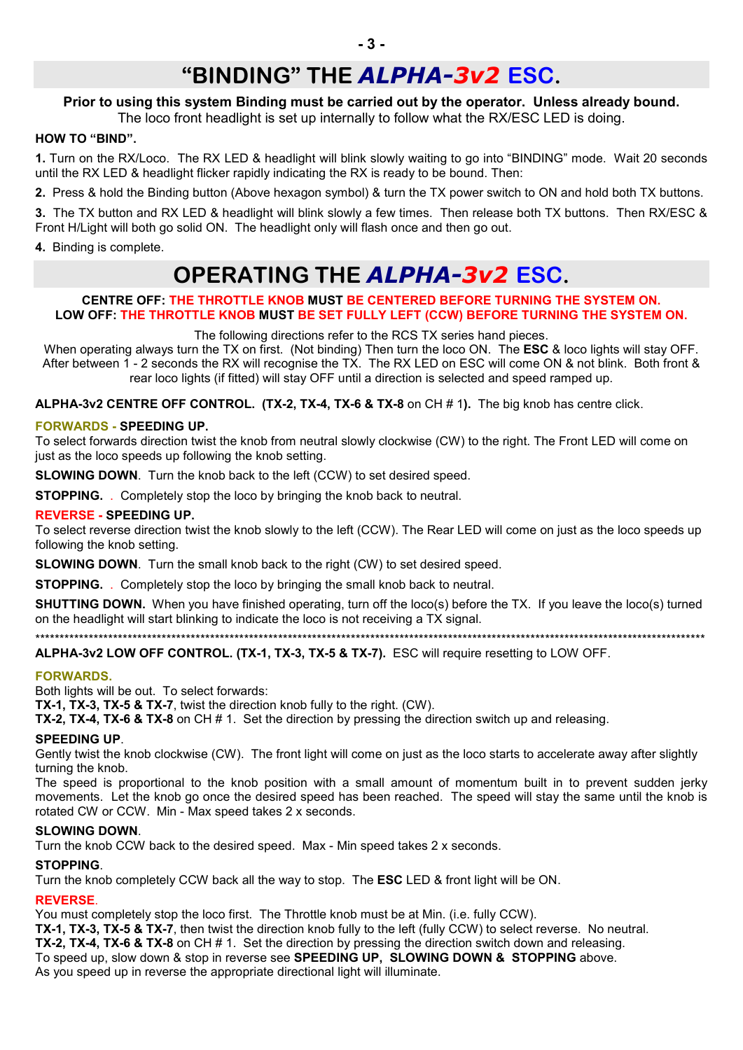# "BINDING" THE *ALPHA-3v2* ESC.

**Prior to using this system Binding must be carried out by the operator. Unless already bound.**
The loco front headlight is set up internally to follow what the RX/ESC LED is doing.

**HOW TO "BIND".**

**1.** Turn on the RX/Loco. The RX LED & headlight will blink slowly waiting to go into "BINDING" mode. Wait 20 seconds until the RX LED & headlight flicker rapidly indicating the RX is ready to be bound. Then:

**2.** Press & hold the Binding button (Above hexagon symbol) & turn the TX power switch to ON and hold both TX buttons.

**3.** The TX button and RX LED & headlight will blink slowly a few times. Then release both TX buttons. Then RX/ESC & Front H/Light will both go solid ON. The headlight only will flash once and then go out.

**4.** Binding is complete.

# OPERATING THE *ALPHA-3v2* ESC.

**CENTRE OFF: THE THROTTLE KNOB MUST BE CENTERED BEFORE TURNING THE SYSTEM ON.**
**LOW OFF: THE THROTTLE KNOB MUST BE SET FULLY LEFT (CCW) BEFORE TURNING THE SYSTEM ON.**

The following directions refer to the RCS TX series hand pieces.
When operating always turn the TX on first. (Not binding) Then turn the loco ON. The **ESC** & loco lights will stay OFF. After between 1 - 2 seconds the RX will recognise the TX. The RX LED on ESC will come ON & not blink. Both front & rear loco lights (if fitted) will stay OFF until a direction is selected and speed ramped up.

**ALPHA-3v2 CENTRE OFF CONTROL. (TX-2, TX-4, TX-6 & TX-8** on CH # 1**).** The big knob has centre click.

**FORWARDS - SPEEDING UP.**
To select forwards direction twist the knob from neutral slowly clockwise (CW) to the right. The Front LED will come on just as the loco speeds up following the knob setting.

**SLOWING DOWN**. Turn the knob back to the left (CCW) to set desired speed.

**STOPPING.** . Completely stop the loco by bringing the knob back to neutral.

**REVERSE - SPEEDING UP.**
To select reverse direction twist the knob slowly to the left (CCW). The Rear LED will come on just as the loco speeds up following the knob setting.

**SLOWING DOWN**. Turn the small knob back to the right (CW) to set desired speed.

**STOPPING.** . Completely stop the loco by bringing the small knob back to neutral.

**SHUTTING DOWN.** When you have finished operating, turn off the loco(s) before the TX. If you leave the loco(s) turned on the headlight will start blinking to indicate the loco is not receiving a TX signal.

****************************************************************************************************************************************

**ALPHA-3v2 LOW OFF CONTROL. (TX-1, TX-3, TX-5 & TX-7).** ESC will require resetting to LOW OFF.

**FORWARDS.**
Both lights will be out. To select forwards:
**TX-1, TX-3, TX-5 & TX-7**, twist the direction knob fully to the right. (CW).
**TX-2, TX-4, TX-6 & TX-8** on CH # 1. Set the direction by pressing the direction switch up and releasing.

**SPEEDING UP**.
Gently twist the knob clockwise (CW). The front light will come on just as the loco starts to accelerate away after slightly turning the knob.
The speed is proportional to the knob position with a small amount of momentum built in to prevent sudden jerky movements. Let the knob go once the desired speed has been reached. The speed will stay the same until the knob is rotated CW or CCW. Min - Max speed takes 2 x seconds.

**SLOWING DOWN**.
Turn the knob CCW back to the desired speed. Max - Min speed takes 2 x seconds.

**STOPPING**.
Turn the knob completely CCW back all the way to stop. The **ESC** LED & front light will be ON.

**REVERSE**.
You must completely stop the loco first. The Throttle knob must be at Min. (i.e. fully CCW).
**TX-1, TX-3, TX-5 & TX-7**, then twist the direction knob fully to the left (fully CCW) to select reverse. No neutral.
**TX-2, TX-4, TX-6 & TX-8** on CH # 1. Set the direction by pressing the direction switch down and releasing.
To speed up, slow down & stop in reverse see **SPEEDING UP, SLOWING DOWN & STOPPING** above.
As you speed up in reverse the appropriate directional light will illuminate.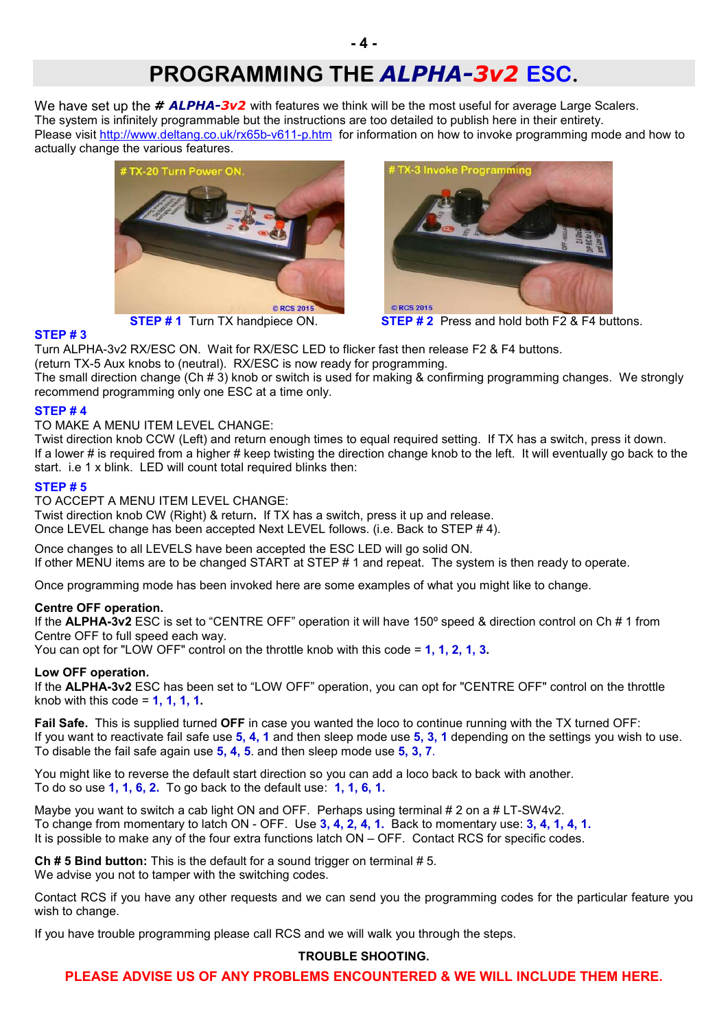# PROGRAMMING THE *ALPHA-3v2* ESC.

We have set up the *# ALPHA-3v2* with features we think will be the most useful for average Large Scalers. The system is infinitely programmable but the instructions are too detailed to publish here in their entirety. Please visit http://www.deltang.co.uk/rx65b-v611-p.htm for information on how to invoke programming mode and how to actually change the various features.

**STEP # 1** Turn TX handpiece ON.

**STEP # 2** Press and hold both F2 & F4 buttons.

**STEP # 3**
Turn ALPHA-3v2 RX/ESC ON. Wait for RX/ESC LED to flicker fast then release F2 & F4 buttons. (return TX-5 Aux knobs to (neutral). RX/ESC is now ready for programming.
The small direction change (Ch # 3) knob or switch is used for making & confirming programming changes. We strongly recommend programming only one ESC at a time only.

**STEP # 4**
TO MAKE A MENU ITEM LEVEL CHANGE:
Twist direction knob CCW (Left) and return enough times to equal required setting. If TX has a switch, press it down. If a lower # is required from a higher # keep twisting the direction change knob to the left. It will eventually go back to the start. i.e 1 x blink. LED will count total required blinks then:

**STEP # 5**
TO ACCEPT A MENU ITEM LEVEL CHANGE:
Twist direction knob CW (Right) & return**.** If TX has a switch, press it up and release.
Once LEVEL change has been accepted Next LEVEL follows. (i.e. Back to STEP # 4).

Once changes to all LEVELS have been accepted the ESC LED will go solid ON.
If other MENU items are to be changed START at STEP # 1 and repeat. The system is then ready to operate.

Once programming mode has been invoked here are some examples of what you might like to change.

**Centre OFF operation.**
If the **ALPHA-3v2** ESC is set to "CENTRE OFF" operation it will have 150º speed & direction control on Ch # 1 from Centre OFF to full speed each way.
You can opt for "LOW OFF" control on the throttle knob with this code = **1, 1, 2, 1, 3.**

**Low OFF operation.**
If the **ALPHA-3v2** ESC has been set to "LOW OFF" operation, you can opt for "CENTRE OFF" control on the throttle knob with this code = **1, 1, 1, 1.**

**Fail Safe.** This is supplied turned **OFF** in case you wanted the loco to continue running with the TX turned OFF:
If you want to reactivate fail safe use **5, 4, 1** and then sleep mode use **5, 3, 1** depending on the settings you wish to use.
To disable the fail safe again use **5, 4, 5**. and then sleep mode use **5, 3, 7**.

You might like to reverse the default start direction so you can add a loco back to back with another.
To do so use **1, 1, 6, 2.** To go back to the default use: **1, 1, 6, 1.**

Maybe you want to switch a cab light ON and OFF. Perhaps using terminal # 2 on a # LT-SW4v2.
To change from momentary to latch ON - OFF. Use **3, 4, 2, 4, 1.** Back to momentary use: **3, 4, 1, 4, 1.**
It is possible to make any of the four extra functions latch ON – OFF. Contact RCS for specific codes.

**Ch # 5 Bind button:** This is the default for a sound trigger on terminal # 5.
We advise you not to tamper with the switching codes.

Contact RCS if you have any other requests and we can send you the programming codes for the particular feature you wish to change.

If you have trouble programming please call RCS and we will walk you through the steps.

**TROUBLE SHOOTING.**

**PLEASE ADVISE US OF ANY PROBLEMS ENCOUNTERED & WE WILL INCLUDE THEM HERE.**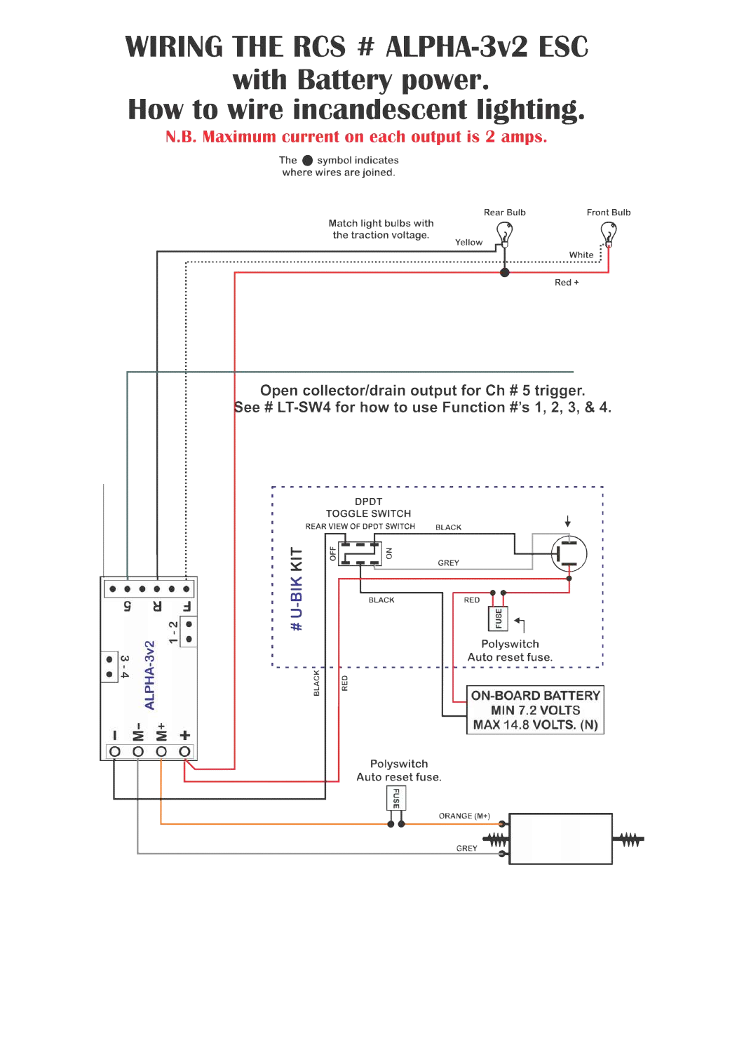# WIRING THE RCS # ALPHA-3v2 ESC with Battery power. How to wire incandescent lighting.

**N.B. Maximum current on each output is 2 amps.**

The ● symbol indicates where wires are joined.

Match light bulbs with the traction voltage.

Rear Bulb

Front Bulb

Yellow

White

Red +

Open collector/drain output for Ch # 5 trigger.
See # LT-SW4 for how to use Function #'s 1, 2, 3, & 4.

# U-BIK KIT

DPDT TOGGLE SWITCH

REAR VIEW OF DPDT SWITCH

OFF

ON

BLACK

GREY

BLACK

RED

FUSE

Polyswitch Auto reset fuse.

ON-BOARD BATTERY
MIN 7.2 VOLTS
MAX 14.8 VOLTS. (N)

BLACK

RED

5 R F

1 - 2

3 - 4

ALPHA-3v2

I M- M+ +

Polyswitch Auto reset fuse.

FUSE

ORANGE (M+)

GREY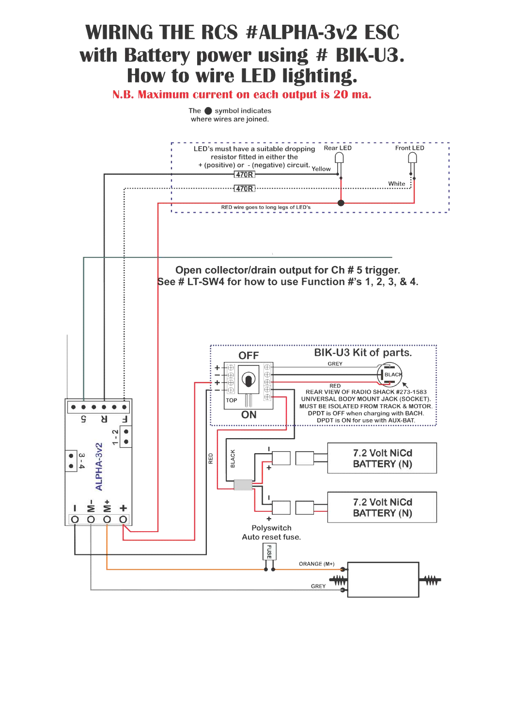# WIRING THE RCS #ALPHA-3v2 ESC with Battery power using # BIK-U3. How to wire LED lighting.

**N.B. Maximum current on each output is 20 ma.**

The ● symbol indicates where wires are joined.

LED's must have a suitable dropping resistor fitted in either the + (positive) or - (negative) circuit.

Rear LED

Front LED

Yellow

470R

470R

White

RED wire goes to long legs of LED's

Open collector/drain output for Ch # 5 trigger.
See # LT-SW4 for how to use Function #'s 1, 2, 3, & 4.

OFF

BIK-U3 Kit of parts.

GREY

BLACK

RED

TOP

ON

REAR VIEW OF RADIO SHACK #273-1583 UNIVERSAL BODY MOUNT JACK (SOCKET). MUST BE ISOLATED FROM TRACK & MOTOR. DPDT is OFF when charging with BACH. DPDT is ON for use with AUX-BAT.

5 R F

1 - 2

3 - 4

ALPHA-3v2

– M– M+ +

RED

BLACK

7.2 Volt NiCd BATTERY (N)

7.2 Volt NiCd BATTERY (N)

Polyswitch Auto reset fuse.

FUSE

ORANGE (M+)

GREY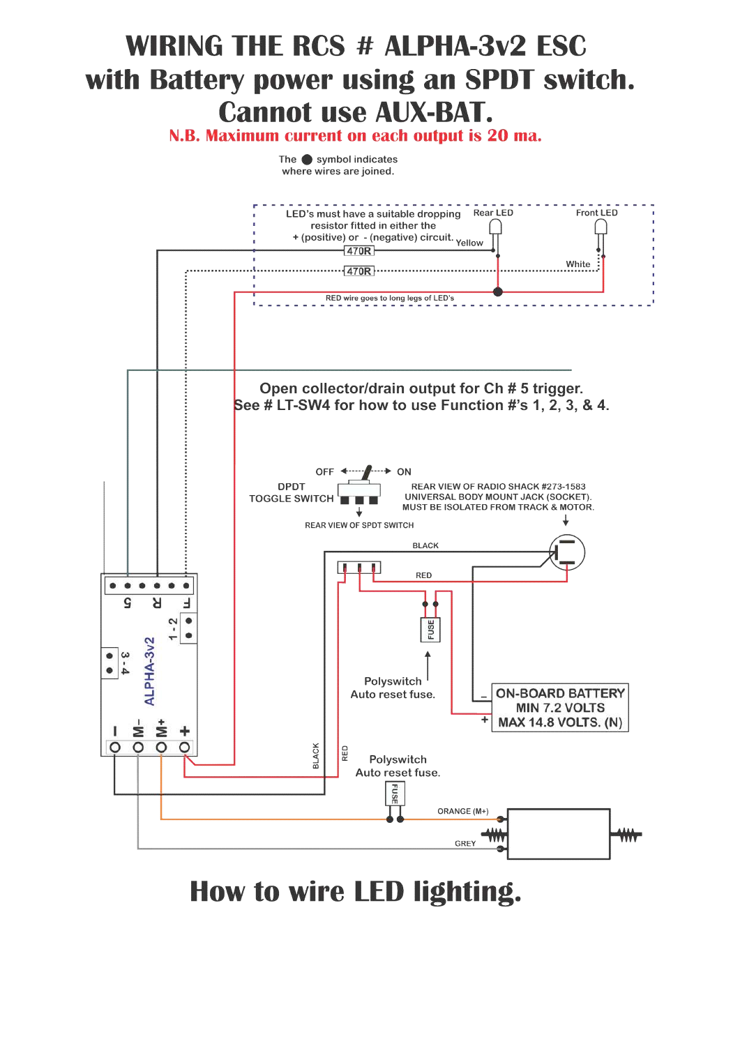# WIRING THE RCS # ALPHA-3v2 ESC with Battery power using an SPDT switch. Cannot use AUX-BAT.

**N.B. Maximum current on each output is 20 ma.**

The ● symbol indicates where wires are joined.

LED's must have a suitable dropping resistor fitted in either the + (positive) or - (negative) circuit.

Rear LED

Front LED

Yellow

470R

470R

White

RED wire goes to long legs of LED's

Open collector/drain output for Ch # 5 trigger.
See # LT-SW4 for how to use Function #'s 1, 2, 3, & 4.

OFF ON

DPDT TOGGLE SWITCH

REAR VIEW OF SPDT SWITCH

REAR VIEW OF RADIO SHACK #273-1583 UNIVERSAL BODY MOUNT JACK (SOCKET). MUST BE ISOLATED FROM TRACK & MOTOR.

BLACK

RED

FUSE

Polyswitch Auto reset fuse.

ON-BOARD BATTERY MIN 7.2 VOLTS MAX 14.8 VOLTS. (N)

5 R F

1 - 2

3 - 4

ALPHA-3v2

– M– M+ +

BLACK

RED

Polyswitch Auto reset fuse.

FUSE

ORANGE (M+)

GREY

# How to wire LED lighting.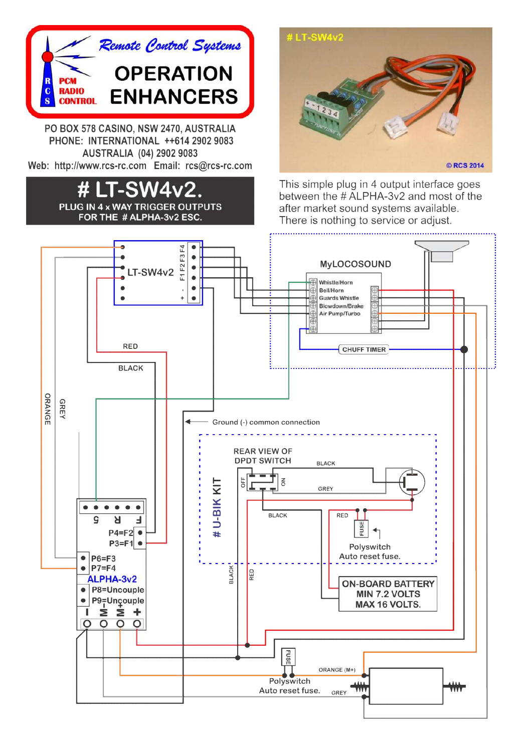# Remote Control Systems

## OPERATION ENHANCERS

R C S PCM RADIO CONTROL

PO BOX 578 CASINO, NSW 2470, AUSTRALIA
PHONE: INTERNATIONAL ++614 2902 9083
AUSTRALIA (04) 2902 9083
Web: http://www.rcs-rc.com Email: rcs@rcs-rc.com

# # LT-SW4v2.

**PLUG IN 4 x WAY TRIGGER OUTPUTS FOR THE # ALPHA-3v2 ESC.**

# LT-SW4v2

© RCS 2014

This simple plug in 4 output interface goes between the # ALPHA-3v2 and most of the after market sound systems available. There is nothing to service or adjust.

LT-SW4v2
F1 F2 F3 F4
\-
\+

MyLOCOSOUND
Whistle/Horn
Bell/Horn
Guards Whistle
Blowdown/Brake
Air Pump/Turbo
CHUFF TIMER

RED
BLACK
ORANGE
GREY

Ground (-) common connection

REAR VIEW OF DPDT SWITCH
OFF
ON
BLACK
GREY
BLACK
RED
FUSE
Polyswitch
Auto reset fuse.
# U-BIK KIT

ON-BOARD BATTERY
MIN 7.2 VOLTS
MAX 16 VOLTS.

BLACK
RED

G R F
P4=F2
P3=F1
P6=F3
P7=F4
ALPHA-3v2
P8=Uncouple
P9=Uncouple
I M- M+ +

FUSE
Polyswitch
Auto reset fuse.
ORANGE (M+)
GREY